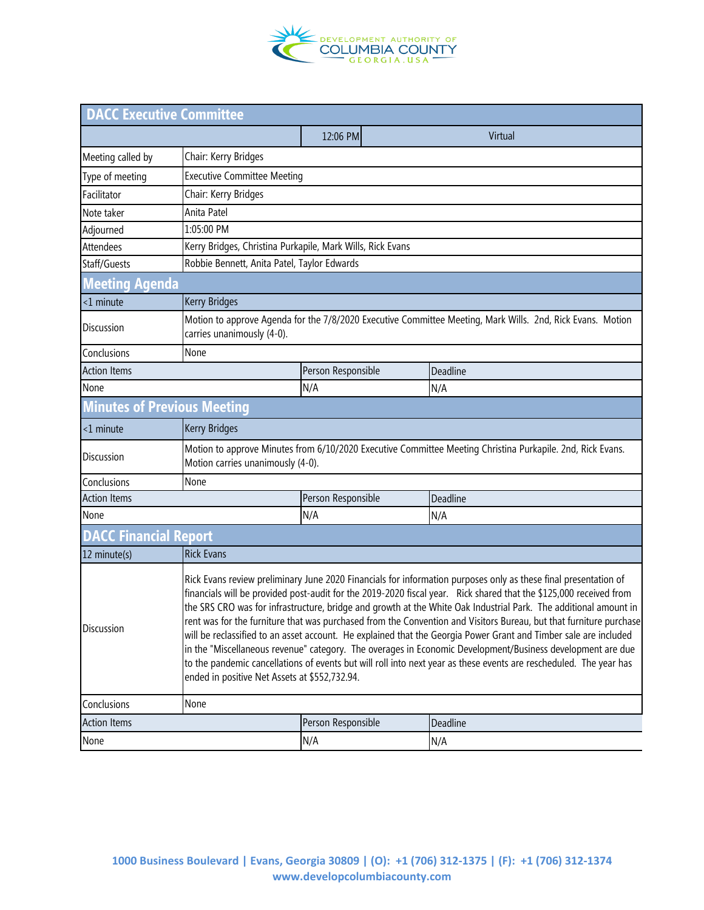DEVELOPMENT AUTHORITY OF COLUMBIA COUNTY GEORGIA.USA

## DACC Executive Committee

| | 12:06 PM | Virtual |
|---|---|---|
| Meeting called by | Chair: Kerry Bridges | |
| Type of meeting | Executive Committee Meeting | |
| Facilitator | Chair: Kerry Bridges | |
| Note taker | Anita Patel | |
| Adjourned | 1:05:00 PM | |
| Attendees | Kerry Bridges, Christina Purkapile, Mark Wills, Rick Evans | |
| Staff/Guests | Robbie Bennett, Anita Patel, Taylor Edwards | |

## Meeting Agenda

| <1 minute | Kerry Bridges | |
|---|---|---|
| Discussion | Motion to approve Agenda for the 7/8/2020 Executive Committee Meeting, Mark Wills. 2nd, Rick Evans. Motion carries unanimously (4-0). | |
| Conclusions | None | |
| Action Items | Person Responsible | Deadline |
| None | N/A | N/A |

## Minutes of Previous Meeting

| <1 minute | Kerry Bridges | |
|---|---|---|
| Discussion | Motion to approve Minutes from 6/10/2020 Executive Committee Meeting Christina Purkapile. 2nd, Rick Evans. Motion carries unanimously (4-0). | |
| Conclusions | None | |
| Action Items | Person Responsible | Deadline |
| None | N/A | N/A |

## DACC Financial Report

| 12 minute(s) | Rick Evans | |
|---|---|---|
| Discussion | Rick Evans review preliminary June 2020 Financials for information purposes only as these final presentation of financials will be provided post-audit for the 2019-2020 fiscal year. Rick shared that the $125,000 received from the SRS CRO was for infrastructure, bridge and growth at the White Oak Industrial Park. The additional amount in rent was for the furniture that was purchased from the Convention and Visitors Bureau, but that furniture purchase will be reclassified to an asset account. He explained that the Georgia Power Grant and Timber sale are included in the "Miscellaneous revenue" category. The overages in Economic Development/Business development are due to the pandemic cancellations of events but will roll into next year as these events are rescheduled. The year has ended in positive Net Assets at $552,732.94. | |
| Conclusions | None | |
| Action Items | Person Responsible | Deadline |
| None | N/A | N/A |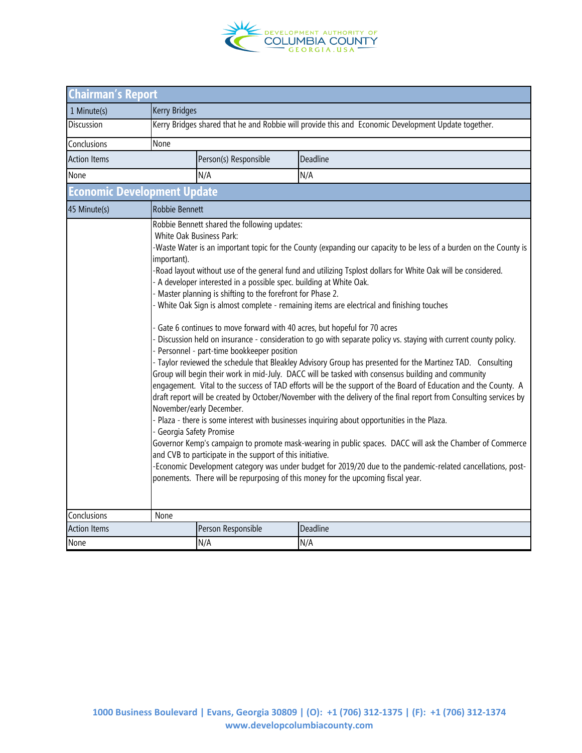## Chairman's Report

| 1 Minute(s) | Kerry Bridges | | |
|---|---|---|---|
| Discussion | Kerry Bridges shared that he and Robbie will provide this and Economic Development Update together. | | |
| Conclusions | None | | |
| Action Items | | Person(s) Responsible | Deadline |
| None | | N/A | N/A |

## Economic Development Update

| 45 Minute(s) | Robbie Bennett | | |
|---|---|---|---|
| | Robbie Bennett shared the following updates:<br>White Oak Business Park:<br>-Waste Water is an important topic for the County (expanding our capacity to be less of a burden on the County is important).<br>-Road layout without use of the general fund and utilizing Tsplost dollars for White Oak will be considered.<br>- A developer interested in a possible spec. building at White Oak.<br>- Master planning is shifting to the forefront for Phase 2.<br>- White Oak Sign is almost complete - remaining items are electrical and finishing touches<br><br>- Gate 6 continues to move forward with 40 acres, but hopeful for 70 acres<br>- Discussion held on insurance - consideration to go with separate policy vs. staying with current county policy.<br>- Personnel - part-time bookkeeper position<br>- Taylor reviewed the schedule that Bleakley Advisory Group has presented for the Martinez TAD. Consulting Group will begin their work in mid-July. DACC will be tasked with consensus building and community engagement. Vital to the success of TAD efforts will be the support of the Board of Education and the County. A draft report will be created by October/November with the delivery of the final report from Consulting services by November/early December.<br>- Plaza - there is some interest with businesses inquiring about opportunities in the Plaza.<br>- Georgia Safety Promise<br>Governor Kemp's campaign to promote mask-wearing in public spaces. DACC will ask the Chamber of Commerce and CVB to participate in the support of this initiative.<br>-Economic Development category was under budget for 2019/20 due to the pandemic-related cancellations, post-ponements. There will be repurposing of this money for the upcoming fiscal year. | | |
| Conclusions | None | | |
| Action Items | | Person Responsible | Deadline |
| None | | N/A | N/A |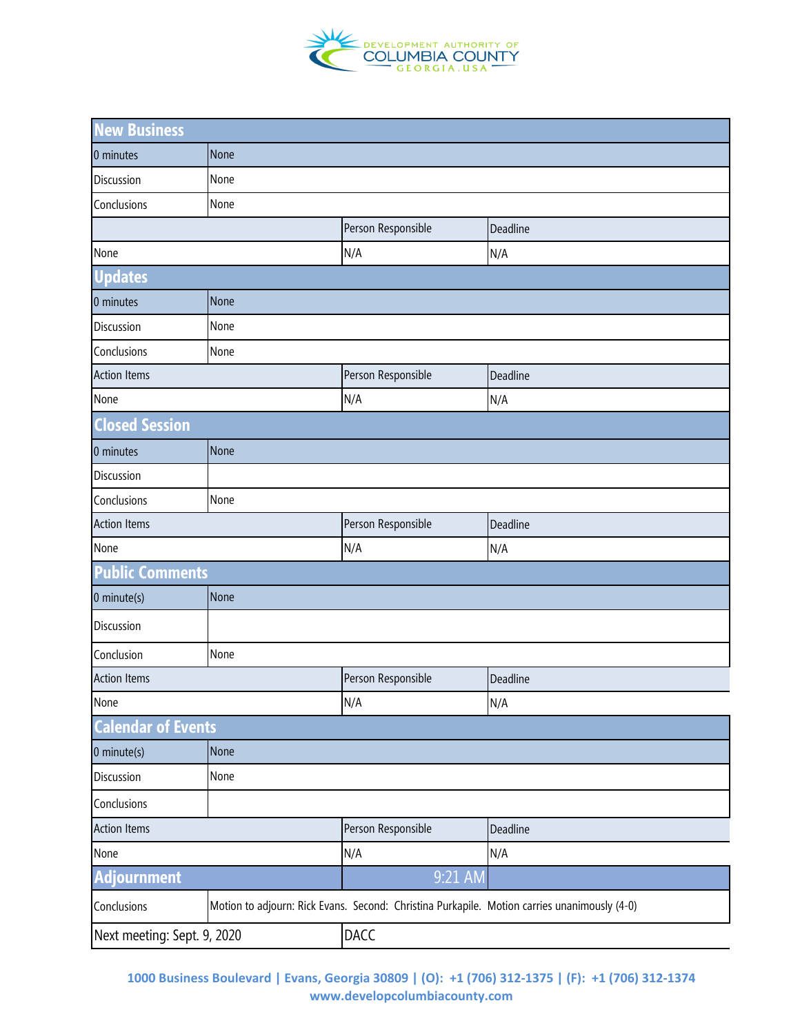| New Business | | | |
|---|---|---|---|
| 0 minutes | None | | |
| Discussion | None | | |
| Conclusions | None | | |
| | | Person Responsible | Deadline |
| None | | N/A | N/A |
| **Updates** | | | |
| 0 minutes | None | | |
| Discussion | None | | |
| Conclusions | None | | |
| Action Items | | Person Responsible | Deadline |
| None | | N/A | N/A |
| **Closed Session** | | | |
| 0 minutes | None | | |
| Discussion | | | |
| Conclusions | None | | |
| Action Items | | Person Responsible | Deadline |
| None | | N/A | N/A |
| **Public Comments** | | | |
| 0 minute(s) | None | | |
| Discussion | | | |
| Conclusion | None | | |
| Action Items | | Person Responsible | Deadline |
| None | | N/A | N/A |
| **Calendar of Events** | | | |
| 0 minute(s) | None | | |
| Discussion | None | | |
| Conclusions | | | |
| Action Items | | Person Responsible | Deadline |
| None | | N/A | N/A |
| **Adjournment** | | 9:21 AM | |
| Conclusions | Motion to adjourn: Rick Evans. Second: Christina Purkapile. Motion carries unanimously (4-0) | | |
| Next meeting: Sept. 9, 2020 | | DACC | |